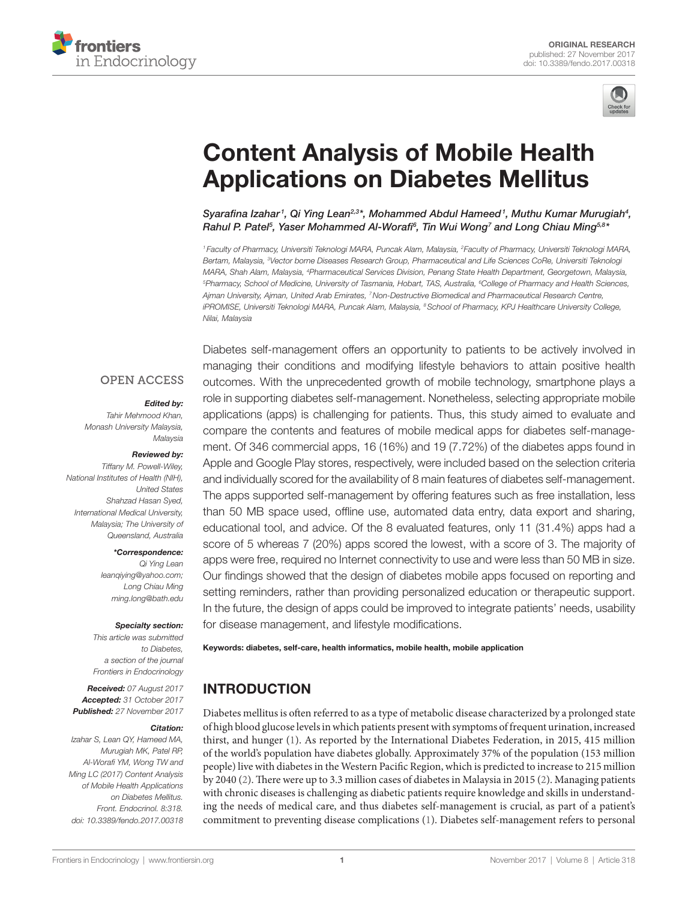ORIGINAL RESEARCH
published: 27 November 2017
doi: 10.3389/fendo.2017.00318

# Content Analysis of Mobile Health Applications on Diabetes Mellitus

*Syarafina Izahar[1], Qi Ying Lean[2,3]\*, Mohammed Abdul Hameed[1], Muthu Kumar Murugiah[4], Rahul P. Patel[5], Yaser Mohammed Al-Worafi[6], Tin Wui Wong[7] and Long Chiau Ming[5,8]\**

[1] Faculty of Pharmacy, Universiti Teknologi MARA, Puncak Alam, Malaysia, [2] Faculty of Pharmacy, Universiti Teknologi MARA, Bertam, Malaysia, [3] Vector borne Diseases Research Group, Pharmaceutical and Life Sciences CoRe, Universiti Teknologi MARA, Shah Alam, Malaysia, [4] Pharmaceutical Services Division, Penang State Health Department, Georgetown, Malaysia, [5] Pharmacy, School of Medicine, University of Tasmania, Hobart, TAS, Australia, [6] College of Pharmacy and Health Sciences, Ajman University, Ajman, United Arab Emirates, [7] Non-Destructive Biomedical and Pharmaceutical Research Centre, iPROMISE, Universiti Teknologi MARA, Puncak Alam, Malaysia, [8] School of Pharmacy, KPJ Healthcare University College, Nilai, Malaysia

OPEN ACCESS

***Edited by:***
*Tahir Mehmood Khan, Monash University Malaysia, Malaysia*

***Reviewed by:***
*Tiffany M. Powell-Wiley, National Institutes of Health (NIH), United States*
*Shahzad Hasan Syed, International Medical University, Malaysia; The University of Queensland, Australia*

***\*Correspondence:***
*Qi Ying Lean*
*leanqiying@yahoo.com;*
*Long Chiau Ming*
*ming.long@bath.edu*

***Specialty section:***
*This article was submitted to Diabetes, a section of the journal Frontiers in Endocrinology*

***Received:*** *07 August 2017*
***Accepted:*** *31 October 2017*
***Published:*** *27 November 2017*

***Citation:***
*Izahar S, Lean QY, Hameed MA, Murugiah MK, Patel RP, Al-Worafi YM, Wong TW and Ming LC (2017) Content Analysis of Mobile Health Applications on Diabetes Mellitus. Front. Endocrinol. 8:318. doi: 10.3389/fendo.2017.00318*

Diabetes self-management offers an opportunity to patients to be actively involved in managing their conditions and modifying lifestyle behaviors to attain positive health outcomes. With the unprecedented growth of mobile technology, smartphone plays a role in supporting diabetes self-management. Nonetheless, selecting appropriate mobile applications (apps) is challenging for patients. Thus, this study aimed to evaluate and compare the contents and features of mobile medical apps for diabetes self-management. Of 346 commercial apps, 16 (16%) and 19 (7.72%) of the diabetes apps found in Apple and Google Play stores, respectively, were included based on the selection criteria and individually scored for the availability of 8 main features of diabetes self-management. The apps supported self-management by offering features such as free installation, less than 50 MB space used, offline use, automated data entry, data export and sharing, educational tool, and advice. Of the 8 evaluated features, only 11 (31.4%) apps had a score of 5 whereas 7 (20%) apps scored the lowest, with a score of 3. The majority of apps were free, required no Internet connectivity to use and were less than 50 MB in size. Our findings showed that the design of diabetes mobile apps focused on reporting and setting reminders, rather than providing personalized education or therapeutic support. In the future, the design of apps could be improved to integrate patients' needs, usability for disease management, and lifestyle modifications.

**Keywords: diabetes, self-care, health informatics, mobile health, mobile application**

## INTRODUCTION

Diabetes mellitus is often referred to as a type of metabolic disease characterized by a prolonged state of high blood glucose levels in which patients present with symptoms of frequent urination, increased thirst, and hunger (1). As reported by the International Diabetes Federation, in 2015, 415 million of the world's population have diabetes globally. Approximately 37% of the population (153 million people) live with diabetes in the Western Pacific Region, which is predicted to increase to 215 million by 2040 (2). There were up to 3.3 million cases of diabetes in Malaysia in 2015 (2). Managing patients with chronic diseases is challenging as diabetic patients require knowledge and skills in understanding the needs of medical care, and thus diabetes self-management is crucial, as part of a patient's commitment to preventing disease complications (1). Diabetes self-management refers to personal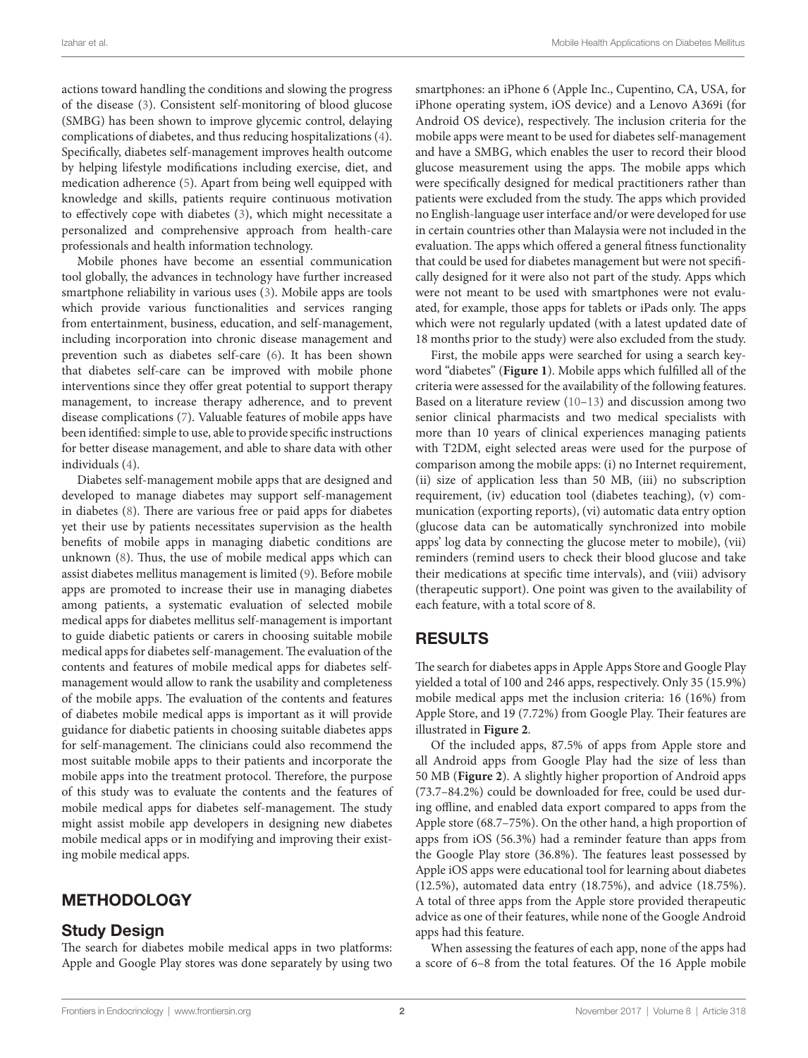actions toward handling the conditions and slowing the progress of the disease (3). Consistent self-monitoring of blood glucose (SMBG) has been shown to improve glycemic control, delaying complications of diabetes, and thus reducing hospitalizations (4). Specifically, diabetes self-management improves health outcome by helping lifestyle modifications including exercise, diet, and medication adherence (5). Apart from being well equipped with knowledge and skills, patients require continuous motivation to effectively cope with diabetes (3), which might necessitate a personalized and comprehensive approach from health-care professionals and health information technology.

Mobile phones have become an essential communication tool globally, the advances in technology have further increased smartphone reliability in various uses (3). Mobile apps are tools which provide various functionalities and services ranging from entertainment, business, education, and self-management, including incorporation into chronic disease management and prevention such as diabetes self-care (6). It has been shown that diabetes self-care can be improved with mobile phone interventions since they offer great potential to support therapy management, to increase therapy adherence, and to prevent disease complications (7). Valuable features of mobile apps have been identified: simple to use, able to provide specific instructions for better disease management, and able to share data with other individuals (4).

Diabetes self-management mobile apps that are designed and developed to manage diabetes may support self-management in diabetes (8). There are various free or paid apps for diabetes yet their use by patients necessitates supervision as the health benefits of mobile apps in managing diabetic conditions are unknown (8). Thus, the use of mobile medical apps which can assist diabetes mellitus management is limited (9). Before mobile apps are promoted to increase their use in managing diabetes among patients, a systematic evaluation of selected mobile medical apps for diabetes mellitus self-management is important to guide diabetic patients or carers in choosing suitable mobile medical apps for diabetes self-management. The evaluation of the contents and features of mobile medical apps for diabetes self-management would allow to rank the usability and completeness of the mobile apps. The evaluation of the contents and features of diabetes mobile medical apps is important as it will provide guidance for diabetic patients in choosing suitable diabetes apps for self-management. The clinicians could also recommend the most suitable mobile apps to their patients and incorporate the mobile apps into the treatment protocol. Therefore, the purpose of this study was to evaluate the contents and the features of mobile medical apps for diabetes self-management. The study might assist mobile app developers in designing new diabetes mobile medical apps or in modifying and improving their existing mobile medical apps.

## METHODOLOGY

### Study Design

The search for diabetes mobile medical apps in two platforms: Apple and Google Play stores was done separately by using two smartphones: an iPhone 6 (Apple Inc., Cupentino, CA, USA, for iPhone operating system, iOS device) and a Lenovo A369i (for Android OS device), respectively. The inclusion criteria for the mobile apps were meant to be used for diabetes self-management and have a SMBG, which enables the user to record their blood glucose measurement using the apps. The mobile apps which were specifically designed for medical practitioners rather than patients were excluded from the study. The apps which provided no English-language user interface and/or were developed for use in certain countries other than Malaysia were not included in the evaluation. The apps which offered a general fitness functionality that could be used for diabetes management but were not specifically designed for it were also not part of the study. Apps which were not meant to be used with smartphones were not evaluated, for example, those apps for tablets or iPads only. The apps which were not regularly updated (with a latest updated date of 18 months prior to the study) were also excluded from the study.

First, the mobile apps were searched for using a search keyword "diabetes" (**Figure 1**). Mobile apps which fulfilled all of the criteria were assessed for the availability of the following features. Based on a literature review (10–13) and discussion among two senior clinical pharmacists and two medical specialists with more than 10 years of clinical experiences managing patients with T2DM, eight selected areas were used for the purpose of comparison among the mobile apps: (i) no Internet requirement, (ii) size of application less than 50 MB, (iii) no subscription requirement, (iv) education tool (diabetes teaching), (v) communication (exporting reports), (vi) automatic data entry option (glucose data can be automatically synchronized into mobile apps' log data by connecting the glucose meter to mobile), (vii) reminders (remind users to check their blood glucose and take their medications at specific time intervals), and (viii) advisory (therapeutic support). One point was given to the availability of each feature, with a total score of 8.

## RESULTS

The search for diabetes apps in Apple Apps Store and Google Play yielded a total of 100 and 246 apps, respectively. Only 35 (15.9%) mobile medical apps met the inclusion criteria: 16 (16%) from Apple Store, and 19 (7.72%) from Google Play. Their features are illustrated in **Figure 2**.

Of the included apps, 87.5% of apps from Apple store and all Android apps from Google Play had the size of less than 50 MB (**Figure 2**). A slightly higher proportion of Android apps (73.7–84.2%) could be downloaded for free, could be used during offline, and enabled data export compared to apps from the Apple store (68.7–75%). On the other hand, a high proportion of apps from iOS (56.3%) had a reminder feature than apps from the Google Play store (36.8%). The features least possessed by Apple iOS apps were educational tool for learning about diabetes (12.5%), automated data entry (18.75%), and advice (18.75%). A total of three apps from the Apple store provided therapeutic advice as one of their features, while none of the Google Android apps had this feature.

When assessing the features of each app, none of the apps had a score of 6–8 from the total features. Of the 16 Apple mobile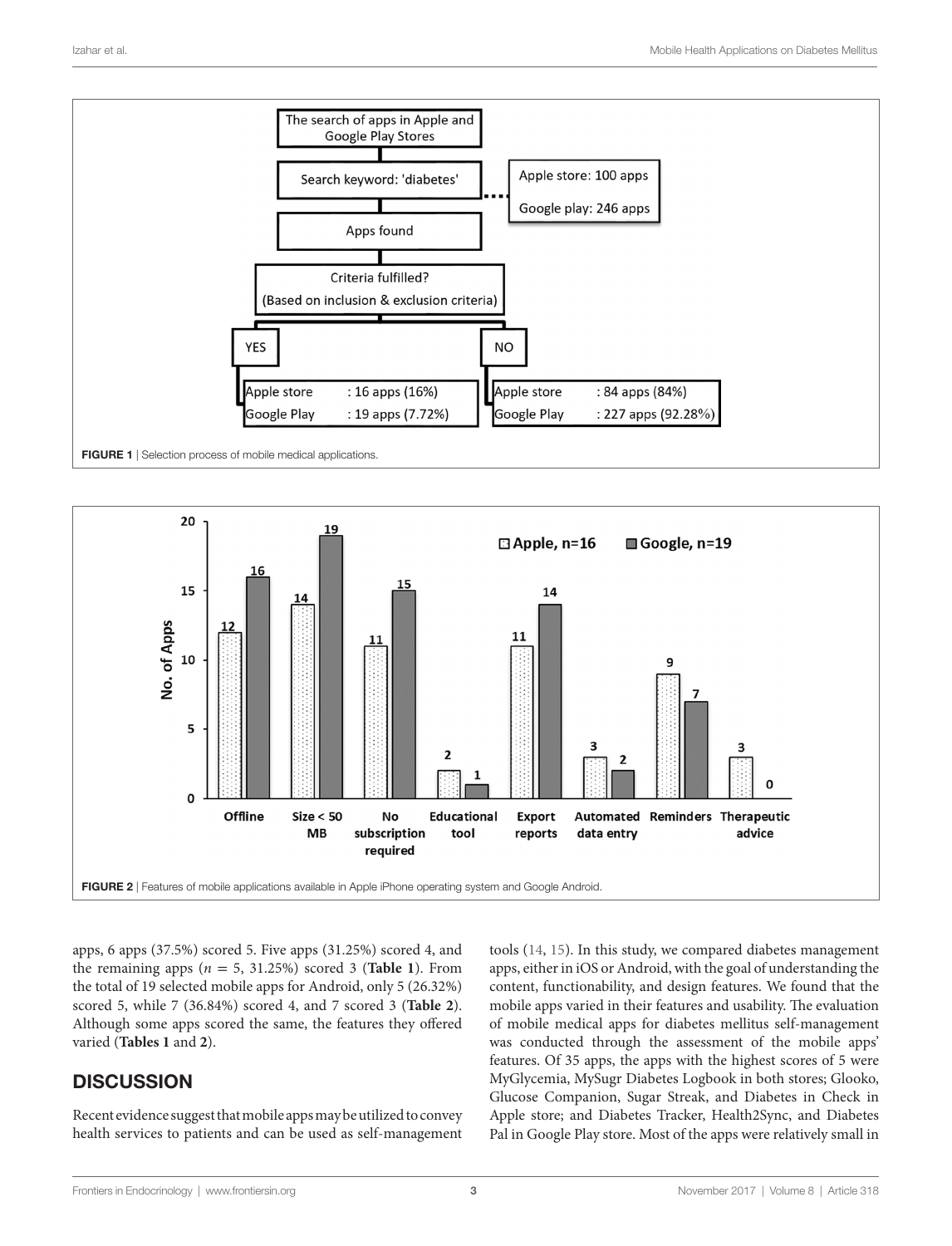FIGURE 1 | Selection process of mobile medical applications.

FIGURE 2 | Features of mobile applications available in Apple iPhone operating system and Google Android.

apps, 6 apps (37.5%) scored 5. Five apps (31.25%) scored 4, and the remaining apps (*n* = 5, 31.25%) scored 3 (**Table 1**). From the total of 19 selected mobile apps for Android, only 5 (26.32%) scored 5, while 7 (36.84%) scored 4, and 7 scored 3 (**Table 2**). Although some apps scored the same, the features they offered varied (**Tables 1** and **2**).

## DISCUSSION

Recent evidence suggest that mobile apps may be utilized to convey health services to patients and can be used as self-management tools (14, 15). In this study, we compared diabetes management apps, either in iOS or Android, with the goal of understanding the content, functionability, and design features. We found that the mobile apps varied in their features and usability. The evaluation of mobile medical apps for diabetes mellitus self-management was conducted through the assessment of the mobile apps' features. Of 35 apps, the apps with the highest scores of 5 were MyGlycemia, MySugr Diabetes Logbook in both stores; Glooko, Glucose Companion, Sugar Streak, and Diabetes in Check in Apple store; and Diabetes Tracker, Health2Sync, and Diabetes Pal in Google Play store. Most of the apps were relatively small in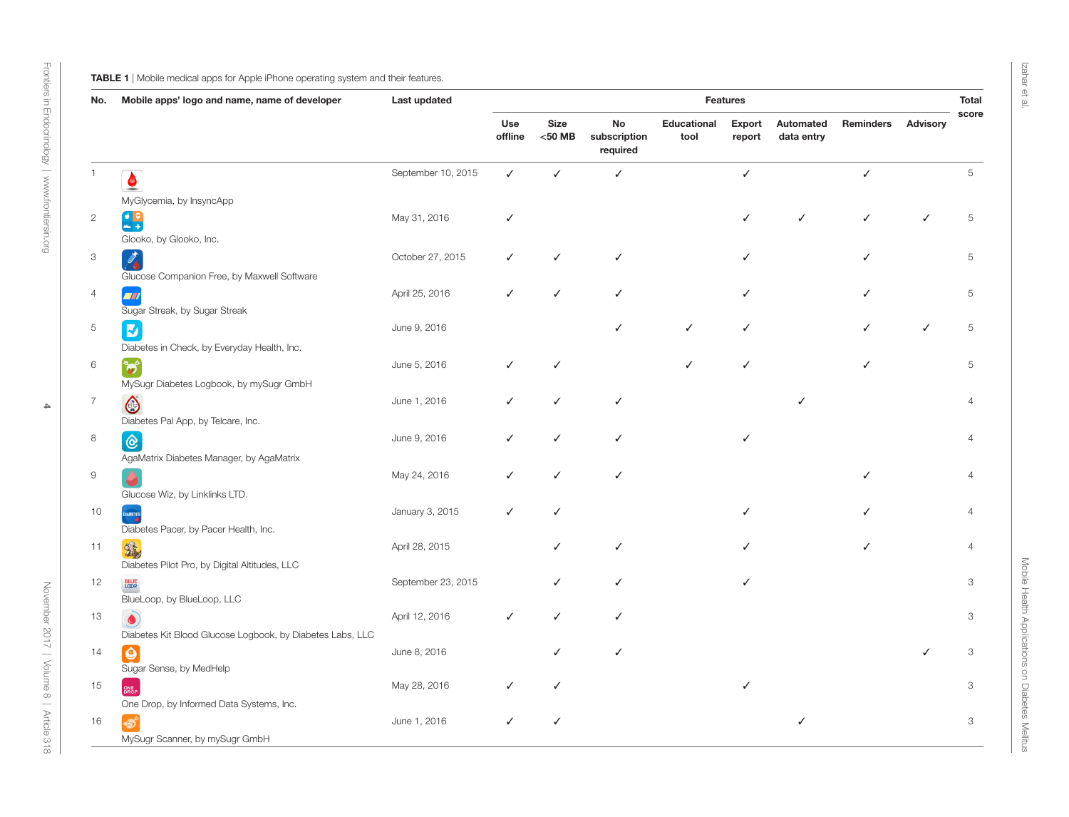**TABLE 1** | Mobile medical apps for Apple iPhone operating system and their features.

| No. | Mobile apps' logo and name, name of developer | Last updated | Features | | | | | | | | Total score |
|---|---|---|---|---|---|---|---|---|---|---|---|
| | | | Use offline | Size <50 MB | No subscription required | Educational tool | Export report | Automated data entry | Reminders | Advisory | |
| 1 | MyGlycemia, by InsyncApp | September 10, 2015 | ✓ | ✓ | ✓ | | ✓ | | ✓ | | 5 |
| 2 | Glooko, by Glooko, Inc. | May 31, 2016 | ✓ | | | | ✓ | ✓ | ✓ | ✓ | 5 |
| 3 | Glucose Companion Free, by Maxwell Software | October 27, 2015 | ✓ | ✓ | ✓ | | ✓ | | ✓ | | 5 |
| 4 | Sugar Streak, by Sugar Streak | April 25, 2016 | ✓ | ✓ | ✓ | | ✓ | | ✓ | | 5 |
| 5 | Diabetes in Check, by Everyday Health, Inc. | June 9, 2016 | | | ✓ | ✓ | ✓ | | ✓ | ✓ | 5 |
| 6 | MySugr Diabetes Logbook, by mySugr GmbH | June 5, 2016 | ✓ | ✓ | | ✓ | ✓ | | ✓ | | 5 |
| 7 | Diabetes Pal App, by Telcare, Inc. | June 1, 2016 | ✓ | ✓ | ✓ | | | ✓ | | | 4 |
| 8 | AgaMatrix Diabetes Manager, by AgaMatrix | June 9, 2016 | ✓ | ✓ | ✓ | | ✓ | | | | 4 |
| 9 | Glucose Wiz, by Linklinks LTD. | May 24, 2016 | ✓ | ✓ | ✓ | | | | ✓ | | 4 |
| 10 | Diabetes Pacer, by Pacer Health, Inc. | January 3, 2015 | ✓ | ✓ | | | ✓ | | ✓ | | 4 |
| 11 | Diabetes Pilot Pro, by Digital Altitudes, LLC | April 28, 2015 | | ✓ | ✓ | | ✓ | | ✓ | | 4 |
| 12 | BlueLoop, by BlueLoop, LLC | September 23, 2015 | | ✓ | ✓ | | ✓ | | | | 3 |
| 13 | Diabetes Kit Blood Glucose Logbook, by Diabetes Labs, LLC | April 12, 2016 | ✓ | ✓ | ✓ | | | | | | 3 |
| 14 | Sugar Sense, by MedHelp | June 8, 2016 | | ✓ | ✓ | | | | | ✓ | 3 |
| 15 | One Drop, by Informed Data Systems, Inc. | May 28, 2016 | ✓ | ✓ | | | ✓ | | | | 3 |
| 16 | MySugr Scanner, by mySugr GmbH | June 1, 2016 | ✓ | ✓ | | | | ✓ | | | 3 |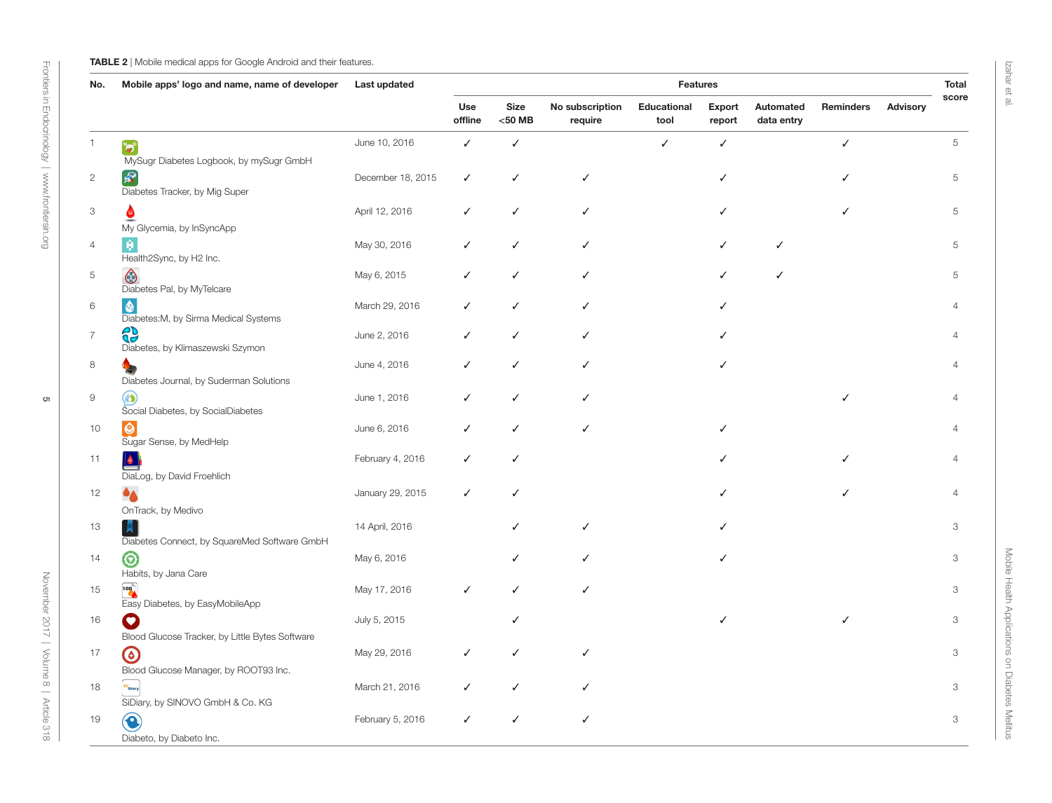**TABLE 2** | Mobile medical apps for Google Android and their features.

| No. | Mobile apps' logo and name, name of developer | Last updated | Features | | | | | | | | Total score |
|---|---|---|---|---|---|---|---|---|---|---|---|
| | | | Use offline | Size <50 MB | No subscription require | Educational tool | Export report | Automated data entry | Reminders | Advisory | |
| 1 | MySugr Diabetes Logbook, by mySugr GmbH | June 10, 2016 | ✓ | ✓ | | ✓ | ✓ | | ✓ | | 5 |
| 2 | Diabetes Tracker, by Mig Super | December 18, 2015 | ✓ | ✓ | ✓ | | ✓ | | ✓ | | 5 |
| 3 | My Glycemia, by InSyncApp | April 12, 2016 | ✓ | ✓ | ✓ | | ✓ | | ✓ | | 5 |
| 4 | Health2Sync, by H2 Inc. | May 30, 2016 | ✓ | ✓ | ✓ | | ✓ | ✓ | | | 5 |
| 5 | Diabetes Pal, by MyTelcare | May 6, 2015 | ✓ | ✓ | ✓ | | ✓ | ✓ | | | 5 |
| 6 | Diabetes:M, by Sirma Medical Systems | March 29, 2016 | ✓ | ✓ | ✓ | | ✓ | | | | 4 |
| 7 | Diabetes, by Klimaszewski Szymon | June 2, 2016 | ✓ | ✓ | ✓ | | ✓ | | | | 4 |
| 8 | Diabetes Journal, by Suderman Solutions | June 4, 2016 | ✓ | ✓ | ✓ | | ✓ | | | | 4 |
| 9 | Social Diabetes, by SocialDiabetes | June 1, 2016 | ✓ | ✓ | ✓ | | | | ✓ | | 4 |
| 10 | Sugar Sense, by MedHelp | June 6, 2016 | ✓ | ✓ | ✓ | | ✓ | | | | 4 |
| 11 | DiaLog, by David Froehlich | February 4, 2016 | ✓ | ✓ | | | ✓ | | ✓ | | 4 |
| 12 | OnTrack, by Medivo | January 29, 2015 | ✓ | ✓ | | | ✓ | | ✓ | | 4 |
| 13 | Diabetes Connect, by SquareMed Software GmbH | 14 April, 2016 | | ✓ | ✓ | | ✓ | | | | 3 |
| 14 | Habits, by Jana Care | May 6, 2016 | | ✓ | ✓ | | ✓ | | | | 3 |
| 15 | Easy Diabetes, by EasyMobileApp | May 17, 2016 | ✓ | ✓ | ✓ | | | | | | 3 |
| 16 | Blood Glucose Tracker, by Little Bytes Software | July 5, 2015 | | ✓ | | | ✓ | | ✓ | | 3 |
| 17 | Blood Glucose Manager, by ROOT93 Inc. | May 29, 2016 | ✓ | ✓ | ✓ | | | | | | 3 |
| 18 | SiDiary, by SINOVO GmbH & Co. KG | March 21, 2016 | ✓ | ✓ | ✓ | | | | | | 3 |
| 19 | Diabeto, by Diabeto Inc. | February 5, 2016 | ✓ | ✓ | ✓ | | | | | | 3 |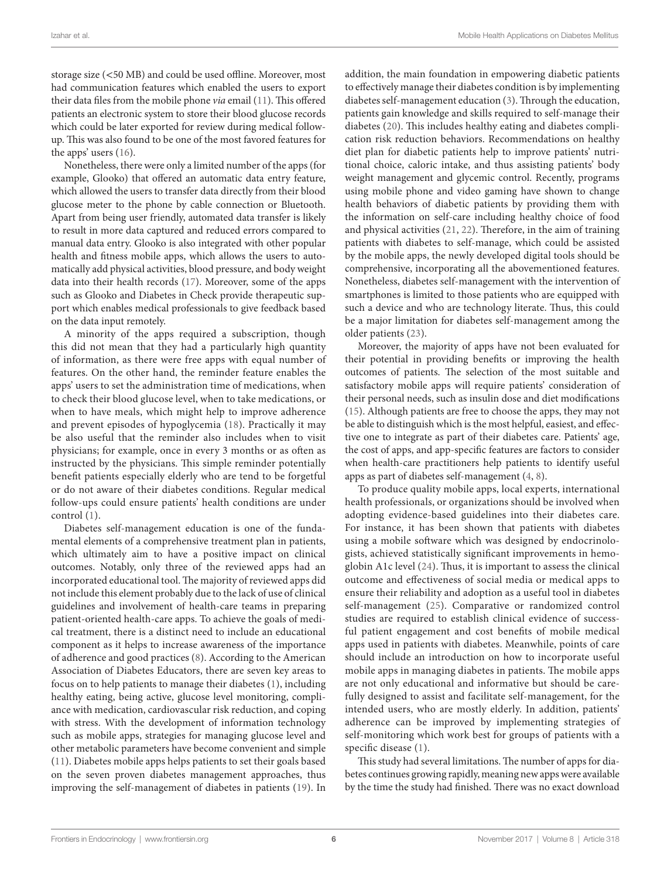storage size (<50 MB) and could be used offline. Moreover, most had communication features which enabled the users to export their data files from the mobile phone *via* email (11). This offered patients an electronic system to store their blood glucose records which could be later exported for review during medical follow-up. This was also found to be one of the most favored features for the apps' users (16).

Nonetheless, there were only a limited number of the apps (for example, Glooko) that offered an automatic data entry feature, which allowed the users to transfer data directly from their blood glucose meter to the phone by cable connection or Bluetooth. Apart from being user friendly, automated data transfer is likely to result in more data captured and reduced errors compared to manual data entry. Glooko is also integrated with other popular health and fitness mobile apps, which allows the users to automatically add physical activities, blood pressure, and body weight data into their health records (17). Moreover, some of the apps such as Glooko and Diabetes in Check provide therapeutic support which enables medical professionals to give feedback based on the data input remotely.

A minority of the apps required a subscription, though this did not mean that they had a particularly high quantity of information, as there were free apps with equal number of features. On the other hand, the reminder feature enables the apps' users to set the administration time of medications, when to check their blood glucose level, when to take medications, or when to have meals, which might help to improve adherence and prevent episodes of hypoglycemia (18). Practically it may be also useful that the reminder also includes when to visit physicians; for example, once in every 3 months or as often as instructed by the physicians. This simple reminder potentially benefit patients especially elderly who are tend to be forgetful or do not aware of their diabetes conditions. Regular medical follow-ups could ensure patients' health conditions are under control (1).

Diabetes self-management education is one of the fundamental elements of a comprehensive treatment plan in patients, which ultimately aim to have a positive impact on clinical outcomes. Notably, only three of the reviewed apps had an incorporated educational tool. The majority of reviewed apps did not include this element probably due to the lack of use of clinical guidelines and involvement of health-care teams in preparing patient-oriented health-care apps. To achieve the goals of medical treatment, there is a distinct need to include an educational component as it helps to increase awareness of the importance of adherence and good practices (8). According to the American Association of Diabetes Educators, there are seven key areas to focus on to help patients to manage their diabetes (1), including healthy eating, being active, glucose level monitoring, compliance with medication, cardiovascular risk reduction, and coping with stress. With the development of information technology such as mobile apps, strategies for managing glucose level and other metabolic parameters have become convenient and simple (11). Diabetes mobile apps helps patients to set their goals based on the seven proven diabetes management approaches, thus improving the self-management of diabetes in patients (19). In addition, the main foundation in empowering diabetic patients to effectively manage their diabetes condition is by implementing diabetes self-management education (3). Through the education, patients gain knowledge and skills required to self-manage their diabetes (20). This includes healthy eating and diabetes complication risk reduction behaviors. Recommendations on healthy diet plan for diabetic patients help to improve patients' nutritional choice, caloric intake, and thus assisting patients' body weight management and glycemic control. Recently, programs using mobile phone and video gaming have shown to change health behaviors of diabetic patients by providing them with the information on self-care including healthy choice of food and physical activities (21, 22). Therefore, in the aim of training patients with diabetes to self-manage, which could be assisted by the mobile apps, the newly developed digital tools should be comprehensive, incorporating all the abovementioned features. Nonetheless, diabetes self-management with the intervention of smartphones is limited to those patients who are equipped with such a device and who are technology literate. Thus, this could be a major limitation for diabetes self-management among the older patients (23).

Moreover, the majority of apps have not been evaluated for their potential in providing benefits or improving the health outcomes of patients. The selection of the most suitable and satisfactory mobile apps will require patients' consideration of their personal needs, such as insulin dose and diet modifications (15). Although patients are free to choose the apps, they may not be able to distinguish which is the most helpful, easiest, and effective one to integrate as part of their diabetes care. Patients' age, the cost of apps, and app-specific features are factors to consider when health-care practitioners help patients to identify useful apps as part of diabetes self-management (4, 8).

To produce quality mobile apps, local experts, international health professionals, or organizations should be involved when adopting evidence-based guidelines into their diabetes care. For instance, it has been shown that patients with diabetes using a mobile software which was designed by endocrinologists, achieved statistically significant improvements in hemoglobin A1c level (24). Thus, it is important to assess the clinical outcome and effectiveness of social media or medical apps to ensure their reliability and adoption as a useful tool in diabetes self-management (25). Comparative or randomized control studies are required to establish clinical evidence of successful patient engagement and cost benefits of mobile medical apps used in patients with diabetes. Meanwhile, points of care should include an introduction on how to incorporate useful mobile apps in managing diabetes in patients. The mobile apps are not only educational and informative but should be carefully designed to assist and facilitate self-management, for the intended users, who are mostly elderly. In addition, patients' adherence can be improved by implementing strategies of self-monitoring which work best for groups of patients with a specific disease (1).

This study had several limitations. The number of apps for diabetes continues growing rapidly, meaning new apps were available by the time the study had finished. There was no exact download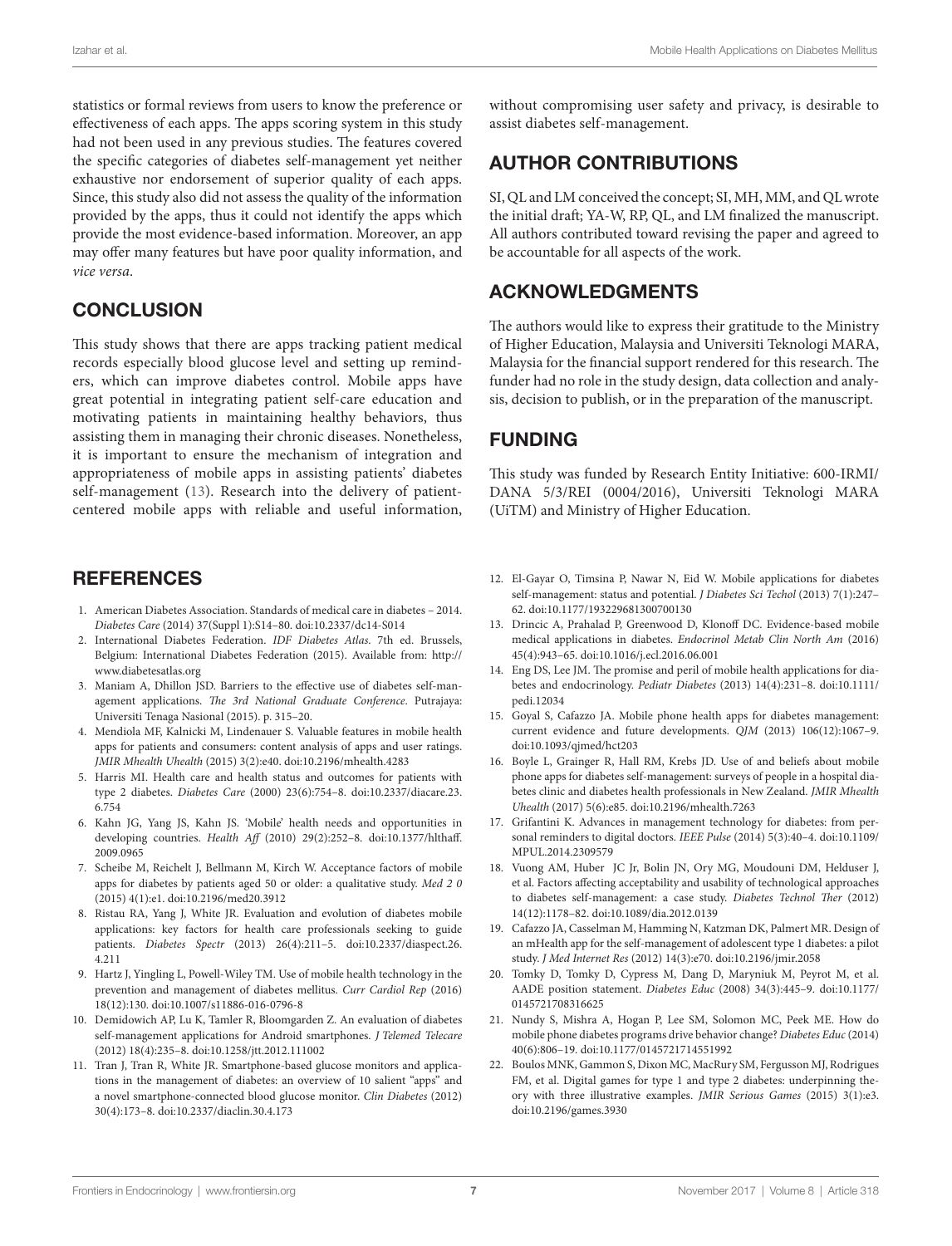statistics or formal reviews from users to know the preference or effectiveness of each apps. The apps scoring system in this study had not been used in any previous studies. The features covered the specific categories of diabetes self-management yet neither exhaustive nor endorsement of superior quality of each apps. Since, this study also did not assess the quality of the information provided by the apps, thus it could not identify the apps which provide the most evidence-based information. Moreover, an app may offer many features but have poor quality information, and *vice versa*.

## CONCLUSION

This study shows that there are apps tracking patient medical records especially blood glucose level and setting up reminders, which can improve diabetes control. Mobile apps have great potential in integrating patient self-care education and motivating patients in maintaining healthy behaviors, thus assisting them in managing their chronic diseases. Nonetheless, it is important to ensure the mechanism of integration and appropriateness of mobile apps in assisting patients' diabetes self-management (13). Research into the delivery of patient-centered mobile apps with reliable and useful information, without compromising user safety and privacy, is desirable to assist diabetes self-management.

## AUTHOR CONTRIBUTIONS

SI, QL and LM conceived the concept; SI, MH, MM, and QL wrote the initial draft; YA-W, RP, QL, and LM finalized the manuscript. All authors contributed toward revising the paper and agreed to be accountable for all aspects of the work.

## ACKNOWLEDGMENTS

The authors would like to express their gratitude to the Ministry of Higher Education, Malaysia and Universiti Teknologi MARA, Malaysia for the financial support rendered for this research. The funder had no role in the study design, data collection and analysis, decision to publish, or in the preparation of the manuscript.

## FUNDING

This study was funded by Research Entity Initiative: 600-IRMI/DANA 5/3/REI (0004/2016), Universiti Teknologi MARA (UiTM) and Ministry of Higher Education.

## REFERENCES

1. American Diabetes Association. Standards of medical care in diabetes – 2014. *Diabetes Care* (2014) 37(Suppl 1):S14–80. doi:10.2337/dc14-S014
2. International Diabetes Federation. *IDF Diabetes Atlas*. 7th ed. Brussels, Belgium: International Diabetes Federation (2015). Available from: http://www.diabetesatlas.org
3. Maniam A, Dhillon JSD. Barriers to the effective use of diabetes self-management applications. *The 3rd National Graduate Conference*. Putrajaya: Universiti Tenaga Nasional (2015). p. 315–20.
4. Mendiola MF, Kalnicki M, Lindenauer S. Valuable features in mobile health apps for patients and consumers: content analysis of apps and user ratings. *JMIR Mhealth Uhealth* (2015) 3(2):e40. doi:10.2196/mhealth.4283
5. Harris MI. Health care and health status and outcomes for patients with type 2 diabetes. *Diabetes Care* (2000) 23(6):754–8. doi:10.2337/diacare.23.6.754
6. Kahn JG, Yang JS, Kahn JS. 'Mobile' health needs and opportunities in developing countries. *Health Aff* (2010) 29(2):252–8. doi:10.1377/hlthaff.2009.0965
7. Scheibe M, Reichelt J, Bellmann M, Kirch W. Acceptance factors of mobile apps for diabetes by patients aged 50 or older: a qualitative study. *Med 2 0* (2015) 4(1):e1. doi:10.2196/med20.3912
8. Ristau RA, Yang J, White JR. Evaluation and evolution of diabetes mobile applications: key factors for health care professionals seeking to guide patients. *Diabetes Spectr* (2013) 26(4):211–5. doi:10.2337/diaspect.26.4.211
9. Hartz J, Yingling L, Powell-Wiley TM. Use of mobile health technology in the prevention and management of diabetes mellitus. *Curr Cardiol Rep* (2016) 18(12):130. doi:10.1007/s11886-016-0796-8
10. Demidowich AP, Lu K, Tamler R, Bloomgarden Z. An evaluation of diabetes self-management applications for Android smartphones. *J Telemed Telecare* (2012) 18(4):235–8. doi:10.1258/jtt.2012.111002
11. Tran J, Tran R, White JR. Smartphone-based glucose monitors and applications in the management of diabetes: an overview of 10 salient "apps" and a novel smartphone-connected blood glucose monitor. *Clin Diabetes* (2012) 30(4):173–8. doi:10.2337/diaclin.30.4.173
12. El-Gayar O, Timsina P, Nawar N, Eid W. Mobile applications for diabetes self-management: status and potential. *J Diabetes Sci Techol* (2013) 7(1):247–62. doi:10.1177/193229681300700130
13. Drincic A, Prahalad P, Greenwood D, Klonoff DC. Evidence-based mobile medical applications in diabetes. *Endocrinol Metab Clin North Am* (2016) 45(4):943–65. doi:10.1016/j.ecl.2016.06.001
14. Eng DS, Lee JM. The promise and peril of mobile health applications for diabetes and endocrinology. *Pediatr Diabetes* (2013) 14(4):231–8. doi:10.1111/pedi.12034
15. Goyal S, Cafazzo JA. Mobile phone health apps for diabetes management: current evidence and future developments. *QJM* (2013) 106(12):1067–9. doi:10.1093/qjmed/hct203
16. Boyle L, Grainger R, Hall RM, Krebs JD. Use of and beliefs about mobile phone apps for diabetes self-management: surveys of people in a hospital diabetes clinic and diabetes health professionals in New Zealand. *JMIR Mhealth Uhealth* (2017) 5(6):e85. doi:10.2196/mhealth.7263
17. Grifantini K. Advances in management technology for diabetes: from personal reminders to digital doctors. *IEEE Pulse* (2014) 5(3):40–4. doi:10.1109/MPUL.2014.2309579
18. Vuong AM, Huber JC Jr, Bolin JN, Ory MG, Moudouni DM, Helduser J, et al. Factors affecting acceptability and usability of technological approaches to diabetes self-management: a case study. *Diabetes Technol Ther* (2012) 14(12):1178–82. doi:10.1089/dia.2012.0139
19. Cafazzo JA, Casselman M, Hamming N, Katzman DK, Palmert MR. Design of an mHealth app for the self-management of adolescent type 1 diabetes: a pilot study. *J Med Internet Res* (2012) 14(3):e70. doi:10.2196/jmir.2058
20. Tomky D, Tomky D, Cypress M, Dang D, Maryniuk M, Peyrot M, et al. AADE position statement. *Diabetes Educ* (2008) 34(3):445–9. doi:10.1177/0145721708316625
21. Nundy S, Mishra A, Hogan P, Lee SM, Solomon MC, Peek ME. How do mobile phone diabetes programs drive behavior change? *Diabetes Educ* (2014) 40(6):806–19. doi:10.1177/0145721714551992
22. Boulos MNK, Gammon S, Dixon MC, MacRury SM, Fergusson MJ, Rodrigues FM, et al. Digital games for type 1 and type 2 diabetes: underpinning theory with three illustrative examples. *JMIR Serious Games* (2015) 3(1):e3. doi:10.2196/games.3930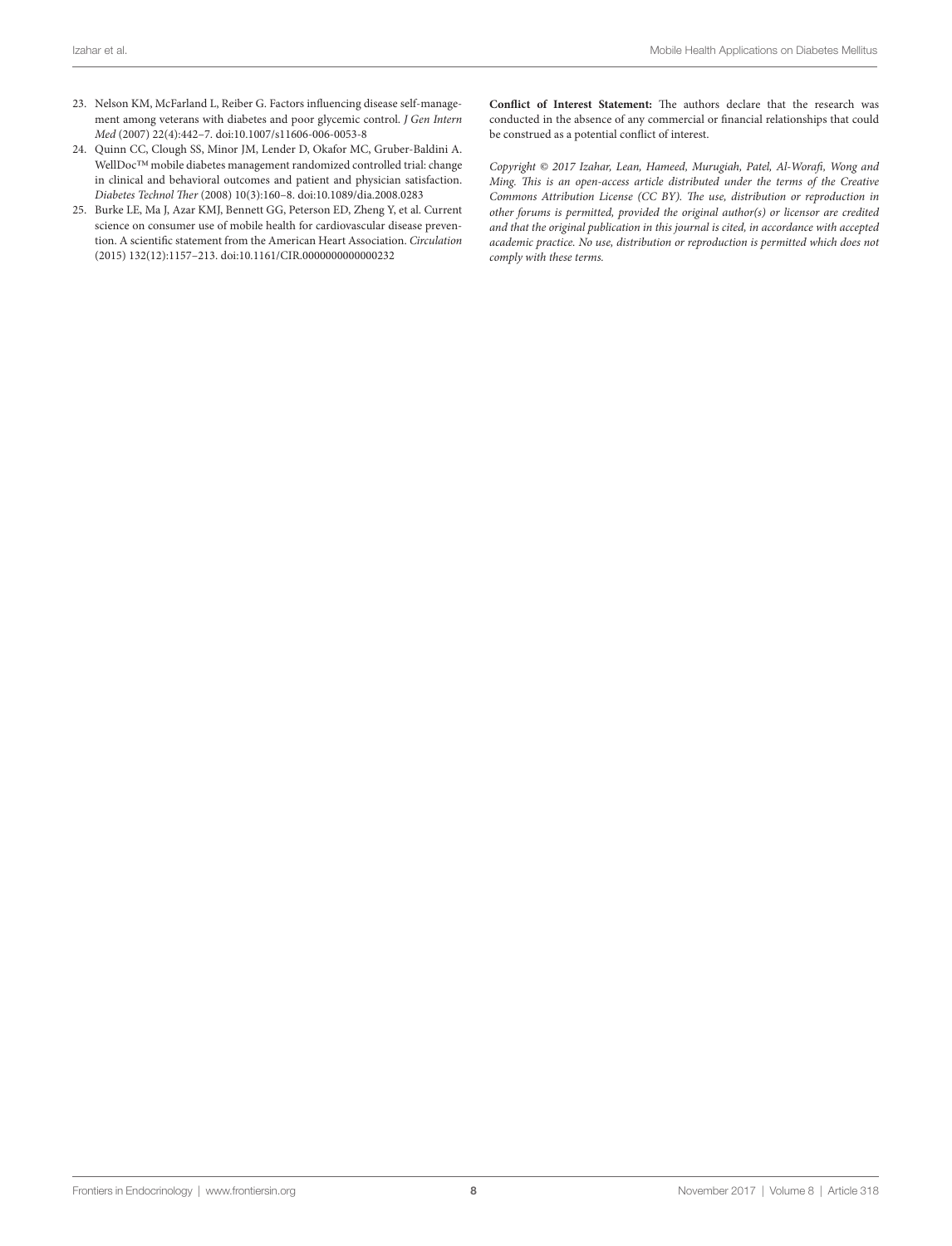23. Nelson KM, McFarland L, Reiber G. Factors influencing disease self-management among veterans with diabetes and poor glycemic control. *J Gen Intern Med* (2007) 22(4):442–7. doi:10.1007/s11606-006-0053-8
24. Quinn CC, Clough SS, Minor JM, Lender D, Okafor MC, Gruber-Baldini A. WellDoc™ mobile diabetes management randomized controlled trial: change in clinical and behavioral outcomes and patient and physician satisfaction. *Diabetes Technol Ther* (2008) 10(3):160–8. doi:10.1089/dia.2008.0283
25. Burke LE, Ma J, Azar KMJ, Bennett GG, Peterson ED, Zheng Y, et al. Current science on consumer use of mobile health for cardiovascular disease prevention. A scientific statement from the American Heart Association. *Circulation* (2015) 132(12):1157–213. doi:10.1161/CIR.0000000000000232

**Conflict of Interest Statement:** The authors declare that the research was conducted in the absence of any commercial or financial relationships that could be construed as a potential conflict of interest.

*Copyright © 2017 Izahar, Lean, Hameed, Murugiah, Patel, Al-Worafi, Wong and Ming. This is an open-access article distributed under the terms of the Creative Commons Attribution License (CC BY). The use, distribution or reproduction in other forums is permitted, provided the original author(s) or licensor are credited and that the original publication in this journal is cited, in accordance with accepted academic practice. No use, distribution or reproduction is permitted which does not comply with these terms.*